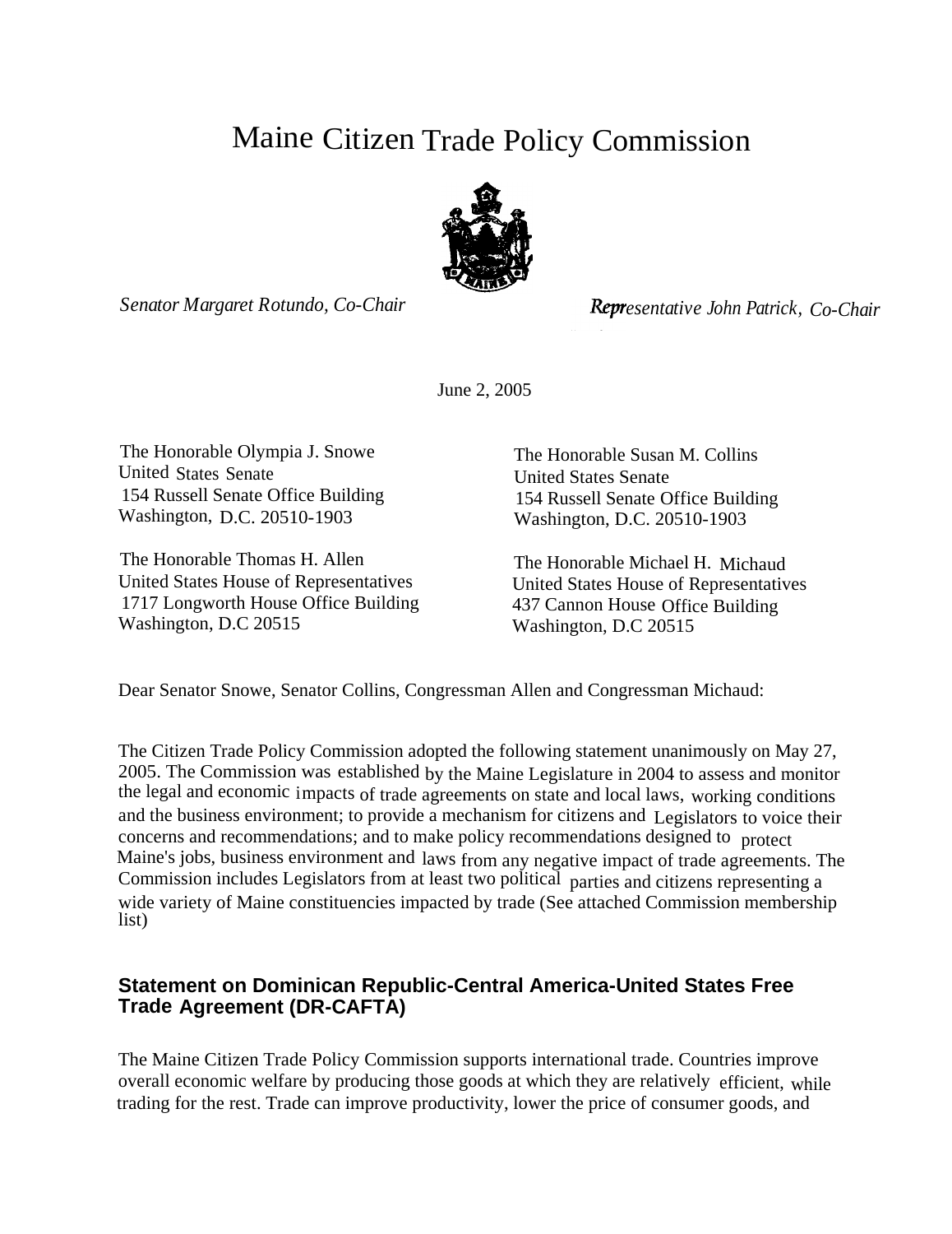# Maine Citizen Trade Policy Commission

*Senator Margaret Rotundo, Co-Chair* *Representative John Patrick, Co-Chair*

June 2, 2005

The Honorable Olympia J. Snowe
United States Senate
154 Russell Senate Office Building
Washington, D.C. 20510-1903

The Honorable Susan M. Collins
United States Senate
154 Russell Senate Office Building
Washington, D.C. 20510-1903

The Honorable Thomas H. Allen
United States House of Representatives
1717 Longworth House Office Building
Washington, D.C 20515

The Honorable Michael H. Michaud
United States House of Representatives
437 Cannon House Office Building
Washington, D.C 20515

Dear Senator Snowe, Senator Collins, Congressman Allen and Congressman Michaud:

The Citizen Trade Policy Commission adopted the following statement unanimously on May 27, 2005. The Commission was established by the Maine Legislature in 2004 to assess and monitor the legal and economic impacts of trade agreements on state and local laws, working conditions and the business environment; to provide a mechanism for citizens and Legislators to voice their concerns and recommendations; and to make policy recommendations designed to protect Maine's jobs, business environment and laws from any negative impact of trade agreements. The Commission includes Legislators from at least two political parties and citizens representing a wide variety of Maine constituencies impacted by trade (See attached Commission membership list)

## Statement on Dominican Republic-Central America-United States Free Trade Agreement (DR-CAFTA)

The Maine Citizen Trade Policy Commission supports international trade. Countries improve overall economic welfare by producing those goods at which they are relatively efficient, while trading for the rest. Trade can improve productivity, lower the price of consumer goods, and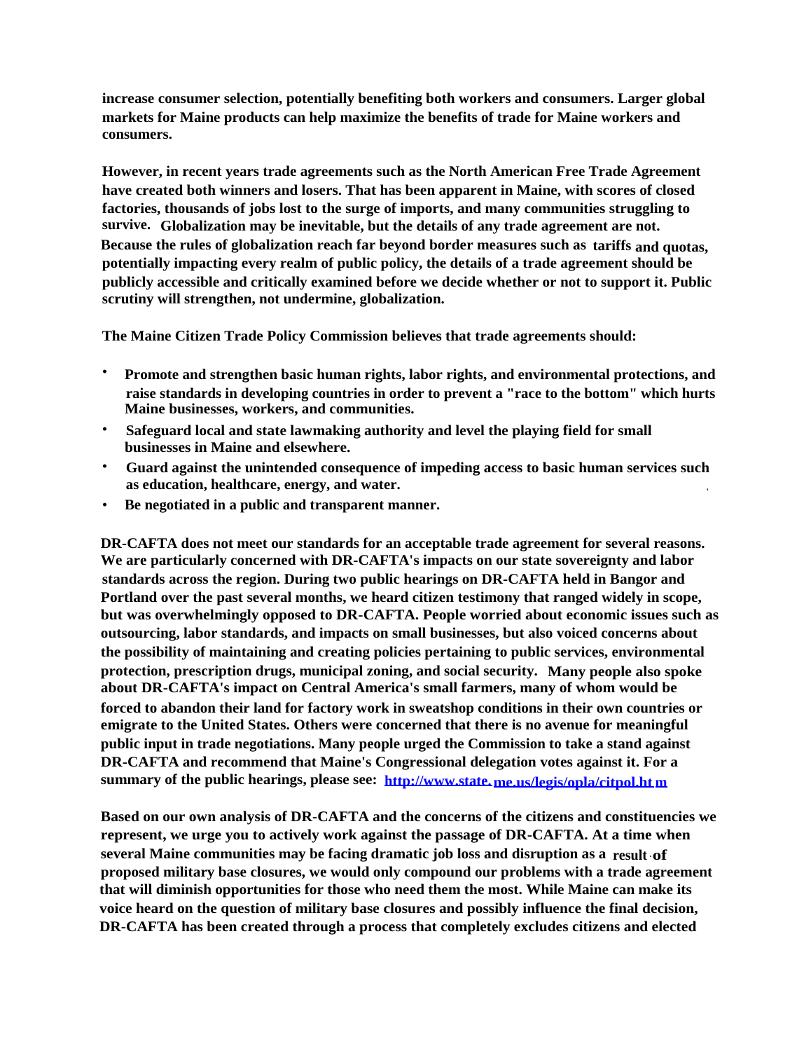**increase consumer selection, potentially benefiting both workers and consumers. Larger global markets for Maine products can help maximize the benefits of trade for Maine workers and consumers.**

**However, in recent years trade agreements such as the North American Free Trade Agreement have created both winners and losers. That has been apparent in Maine, with scores of closed factories, thousands of jobs lost to the surge of imports, and many communities struggling to survive. Globalization may be inevitable, but the details of any trade agreement are not. Because the rules of globalization reach far beyond border measures such as tariffs and quotas, potentially impacting every realm of public policy, the details of a trade agreement should be publicly accessible and critically examined before we decide whether or not to support it. Public scrutiny will strengthen, not undermine, globalization.**

**The Maine Citizen Trade Policy Commission believes that trade agreements should:**

- **Promote and strengthen basic human rights, labor rights, and environmental protections, and raise standards in developing countries in order to prevent a "race to the bottom" which hurts Maine businesses, workers, and communities.**
- **Safeguard local and state lawmaking authority and level the playing field for small businesses in Maine and elsewhere.**
- **Guard against the unintended consequence of impeding access to basic human services such as education, healthcare, energy, and water.**
- **Be negotiated in a public and transparent manner.**

**DR-CAFTA does not meet our standards for an acceptable trade agreement for several reasons. We are particularly concerned with DR-CAFTA's impacts on our state sovereignty and labor standards across the region. During two public hearings on DR-CAFTA held in Bangor and Portland over the past several months, we heard citizen testimony that ranged widely in scope, but was overwhelmingly opposed to DR-CAFTA. People worried about economic issues such as outsourcing, labor standards, and impacts on small businesses, but also voiced concerns about the possibility of maintaining and creating policies pertaining to public services, environmental protection, prescription drugs, municipal zoning, and social security. Many people also spoke about DR-CAFTA's impact on Central America's small farmers, many of whom would be forced to abandon their land for factory work in sweatshop conditions in their own countries or emigrate to the United States. Others were concerned that there is no avenue for meaningful public input in trade negotiations. Many people urged the Commission to take a stand against DR-CAFTA and recommend that Maine's Congressional delegation votes against it. For a summary of the public hearings, please see: http://www.state.me.us/legis/opla/citpol.htm**

**Based on our own analysis of DR-CAFTA and the concerns of the citizens and constituencies we represent, we urge you to actively work against the passage of DR-CAFTA. At a time when several Maine communities may be facing dramatic job loss and disruption as a result of proposed military base closures, we would only compound our problems with a trade agreement that will diminish opportunities for those who need them the most. While Maine can make its voice heard on the question of military base closures and possibly influence the final decision, DR-CAFTA has been created through a process that completely excludes citizens and elected**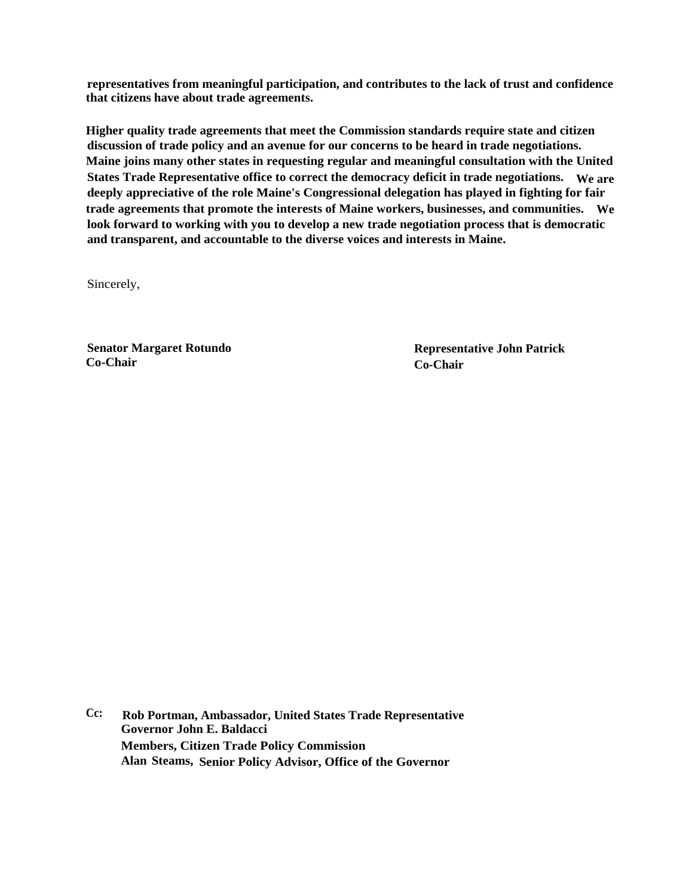**representatives from meaningful participation, and contributes to the lack of trust and confidence that citizens have about trade agreements.**

**Higher quality trade agreements that meet the Commission standards require state and citizen discussion of trade policy and an avenue for our concerns to be heard in trade negotiations. Maine joins many other states in requesting regular and meaningful consultation with the United States Trade Representative office to correct the democracy deficit in trade negotiations. We are deeply appreciative of the role Maine's Congressional delegation has played in fighting for fair trade agreements that promote the interests of Maine workers, businesses, and communities. We look forward to working with you to develop a new trade negotiation process that is democratic and transparent, and accountable to the diverse voices and interests in Maine.**

Sincerely,

**Senator Margaret Rotundo**
**Co-Chair**

**Representative John Patrick**
**Co-Chair**

**Cc: Rob Portman, Ambassador, United States Trade Representative**
**Governor John E. Baldacci**
**Members, Citizen Trade Policy Commission**
**Alan Steams, Senior Policy Advisor, Office of the Governor**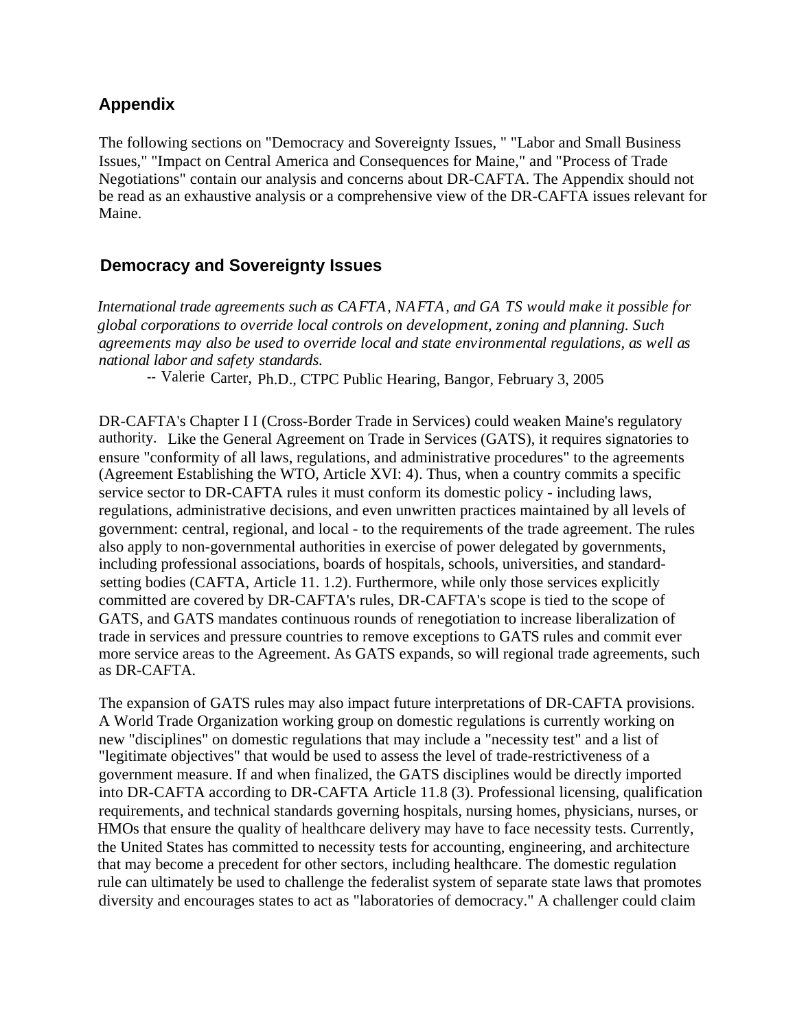## Appendix

The following sections on "Democracy and Sovereignty Issues, " "Labor and Small Business Issues," "Impact on Central America and Consequences for Maine," and "Process of Trade Negotiations" contain our analysis and concerns about DR-CAFTA. The Appendix should not be read as an exhaustive analysis or a comprehensive view of the DR-CAFTA issues relevant for Maine.

## Democracy and Sovereignty Issues

*International trade agreements such as CAFTA, NAFTA, and GA TS would make it possible for global corporations to override local controls on development, zoning and planning. Such agreements may also be used to override local and state environmental regulations, as well as national labor and safety standards.*

-- Valerie Carter, Ph.D., CTPC Public Hearing, Bangor, February 3, 2005

DR-CAFTA's Chapter I I (Cross-Border Trade in Services) could weaken Maine's regulatory authority. Like the General Agreement on Trade in Services (GATS), it requires signatories to ensure "conformity of all laws, regulations, and administrative procedures" to the agreements (Agreement Establishing the WTO, Article XVI: 4). Thus, when a country commits a specific service sector to DR-CAFTA rules it must conform its domestic policy - including laws, regulations, administrative decisions, and even unwritten practices maintained by all levels of government: central, regional, and local - to the requirements of the trade agreement. The rules also apply to non-governmental authorities in exercise of power delegated by governments, including professional associations, boards of hospitals, schools, universities, and standard-setting bodies (CAFTA, Article 11. 1.2). Furthermore, while only those services explicitly committed are covered by DR-CAFTA's rules, DR-CAFTA's scope is tied to the scope of GATS, and GATS mandates continuous rounds of renegotiation to increase liberalization of trade in services and pressure countries to remove exceptions to GATS rules and commit ever more service areas to the Agreement. As GATS expands, so will regional trade agreements, such as DR-CAFTA.

The expansion of GATS rules may also impact future interpretations of DR-CAFTA provisions. A World Trade Organization working group on domestic regulations is currently working on new "disciplines" on domestic regulations that may include a "necessity test" and a list of "legitimate objectives" that would be used to assess the level of trade-restrictiveness of a government measure. If and when finalized, the GATS disciplines would be directly imported into DR-CAFTA according to DR-CAFTA Article 11.8 (3). Professional licensing, qualification requirements, and technical standards governing hospitals, nursing homes, physicians, nurses, or HMOs that ensure the quality of healthcare delivery may have to face necessity tests. Currently, the United States has committed to necessity tests for accounting, engineering, and architecture that may become a precedent for other sectors, including healthcare. The domestic regulation rule can ultimately be used to challenge the federalist system of separate state laws that promotes diversity and encourages states to act as "laboratories of democracy." A challenger could claim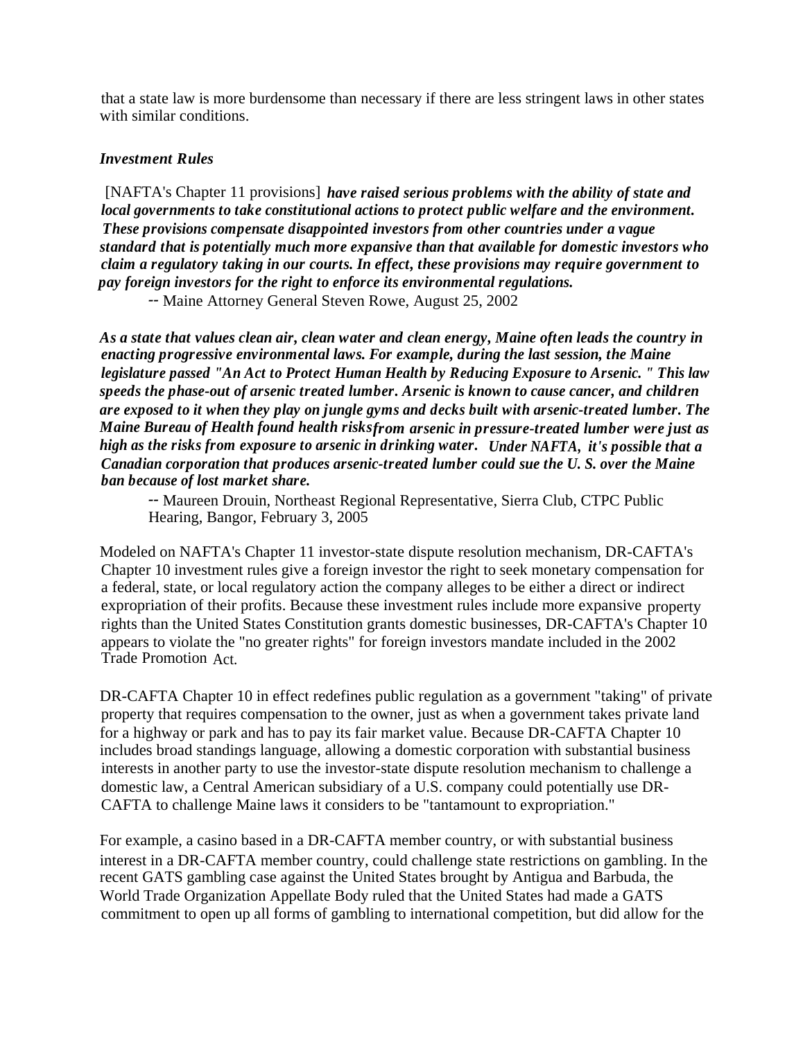that a state law is more burdensome than necessary if there are less stringent laws in other states with similar conditions.

### *Investment Rules*

[NAFTA's Chapter 11 provisions] ***have raised serious problems with the ability of state and local governments to take constitutional actions to protect public welfare and the environment. These provisions compensate disappointed investors from other countries under a vague standard that is potentially much more expansive than that available for domestic investors who claim a regulatory taking in our courts. In effect, these provisions may require government to pay foreign investors for the right to enforce its environmental regulations.***

-- Maine Attorney General Steven Rowe, August 25, 2002

***As a state that values clean air, clean water and clean energy, Maine often leads the country in enacting progressive environmental laws. For example, during the last session, the Maine legislature passed "An Act to Protect Human Health by Reducing Exposure to Arsenic. " This law speeds the phase-out of arsenic treated lumber. Arsenic is known to cause cancer, and children are exposed to it when they play on jungle gyms and decks built with arsenic-treated lumber. The Maine Bureau of Health found health risks from arsenic in pressure-treated lumber were just as high as the risks from exposure to arsenic in drinking water. Under NAFTA, it's possible that a Canadian corporation that produces arsenic-treated lumber could sue the U. S. over the Maine ban because of lost market share.***

-- Maureen Drouin, Northeast Regional Representative, Sierra Club, CTPC Public Hearing, Bangor, February 3, 2005

Modeled on NAFTA's Chapter 11 investor-state dispute resolution mechanism, DR-CAFTA's Chapter 10 investment rules give a foreign investor the right to seek monetary compensation for a federal, state, or local regulatory action the company alleges to be either a direct or indirect expropriation of their profits. Because these investment rules include more expansive property rights than the United States Constitution grants domestic businesses, DR-CAFTA's Chapter 10 appears to violate the "no greater rights" for foreign investors mandate included in the 2002 Trade Promotion Act.

DR-CAFTA Chapter 10 in effect redefines public regulation as a government "taking" of private property that requires compensation to the owner, just as when a government takes private land for a highway or park and has to pay its fair market value. Because DR-CAFTA Chapter 10 includes broad standings language, allowing a domestic corporation with substantial business interests in another party to use the investor-state dispute resolution mechanism to challenge a domestic law, a Central American subsidiary of a U.S. company could potentially use DR-CAFTA to challenge Maine laws it considers to be "tantamount to expropriation."

For example, a casino based in a DR-CAFTA member country, or with substantial business interest in a DR-CAFTA member country, could challenge state restrictions on gambling. In the recent GATS gambling case against the United States brought by Antigua and Barbuda, the World Trade Organization Appellate Body ruled that the United States had made a GATS commitment to open up all forms of gambling to international competition, but did allow for the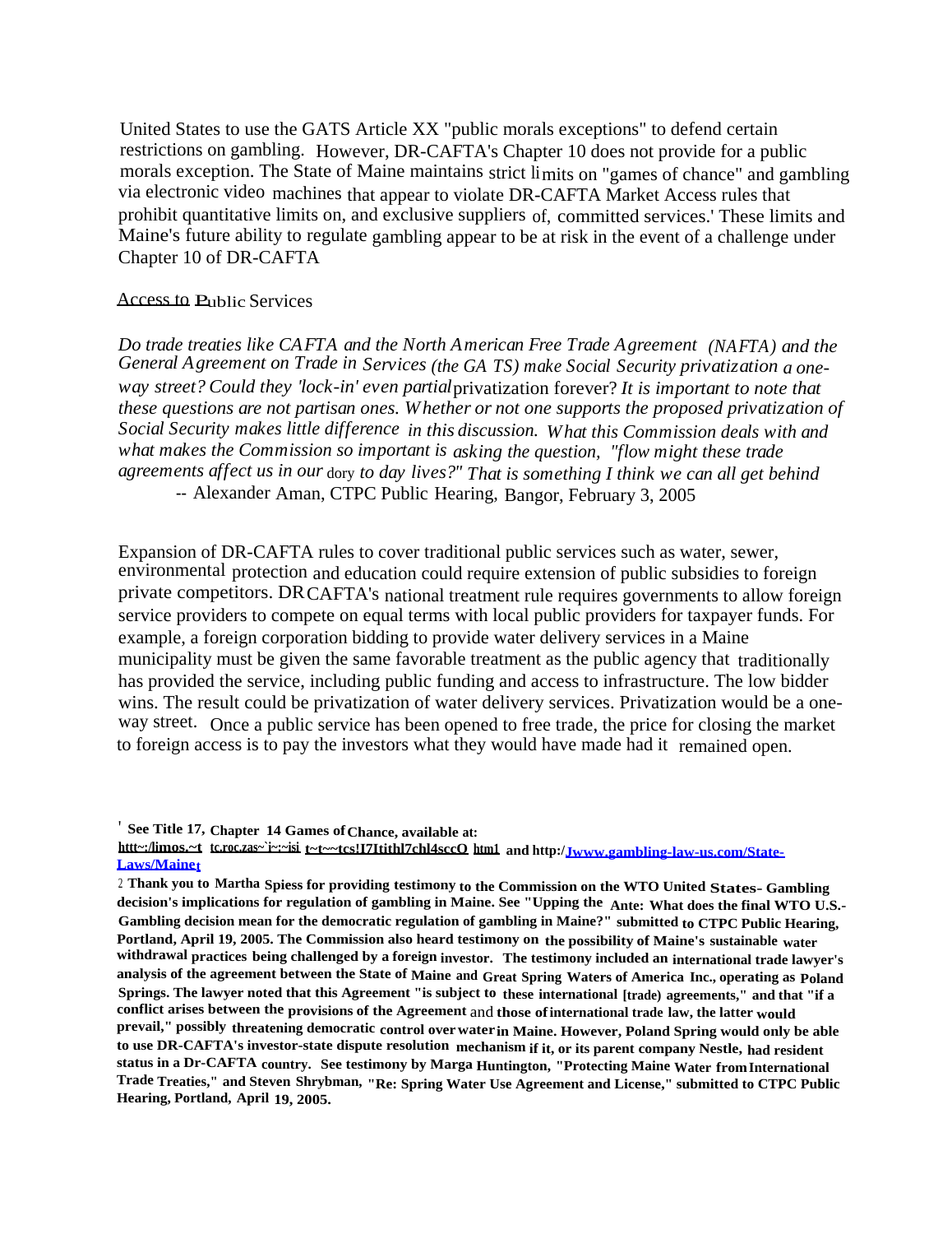United States to use the GATS Article XX "public morals exceptions" to defend certain restrictions on gambling. However, DR-CAFTA's Chapter 10 does not provide for a public morals exception. The State of Maine maintains strict limits on "games of chance" and gambling via electronic video machines that appear to violate DR-CAFTA Market Access rules that prohibit quantitative limits on, and exclusive suppliers of, committed services.[1] These limits and Maine's future ability to regulate gambling appear to be at risk in the event of a challenge under Chapter 10 of DR-CAFTA

Access to Public Services

*Do trade treaties like CAFTA and the North American Free Trade Agreement (NAFTA) and the General Agreement on Trade in Services (the GA TS) make Social Security privatization a one-way street? Could they 'lock-in' even partial* privatization forever? *It is important to note that these questions are not partisan ones. Whether or not one supports the proposed privatization of Social Security makes little difference in this discussion. What this Commission deals with and what makes the Commission so important is asking the question, "flow might these trade agreements affect us in our* dory *to day lives?" That is something I think we can all get behind*

-- Alexander Aman, CTPC Public Hearing, Bangor, February 3, 2005

Expansion of DR-CAFTA rules to cover traditional public services such as water, sewer, environmental protection and education could require extension of public subsidies to foreign private competitors. DR CAFTA's national treatment rule requires governments to allow foreign service providers to compete on equal terms with local public providers for taxpayer funds. For example, a foreign corporation bidding to provide water delivery services in a Maine municipality must be given the same favorable treatment as the public agency that traditionally has provided the service, including public funding and access to infrastructure. The low bidder wins. The result could be privatization of water delivery services. Privatization would be a one-way street. Once a public service has been opened to free trade, the price for closing the market to foreign access is to pay the investors what they would have made had it remained open.

---

[1] **See Title 17, Chapter 14 Games of Chance, available at: htttr:/limos.~t tc.roc.zas~`i~:~isi t~t~~tcs!I7Itithl7chl4sccO html and http:/Jwww.gambling-law-us.com/State-Laws/Maine;**

[2] **Thank you to Martha Spiess for providing testimony to the Commission on the WTO United States- Gambling decision's implications for regulation of gambling in Maine. See "Upping the Ante: What does the final WTO U.S.-Gambling decision mean for the democratic regulation of gambling in Maine?" submitted to CTPC Public Hearing, Portland, April 19, 2005. The Commission also heard testimony on the possibility of Maine's sustainable water withdrawal practices being challenged by a foreign investor. The testimony included an international trade lawyer's analysis of the agreement between the State of Maine and Great Spring Waters of America Inc., operating as Poland Springs. The lawyer noted that this Agreement "is subject to these international [trade) agreements," and that "if a conflict arises between the provisions of the Agreement** and **those of international trade law, the latter would prevail," possibly threatening democratic control over water in Maine. However, Poland Spring would only be able to use DR-CAFTA's investor-state dispute resolution mechanism if it, or its parent company Nestle, had resident status in a Dr-CAFTA country. See testimony by Marga Huntington, "Protecting Maine Water from International Trade Treaties," and Steven Shrybman, "Re: Spring Water Use Agreement and License," submitted to CTPC Public Hearing, Portland, April 19, 2005.**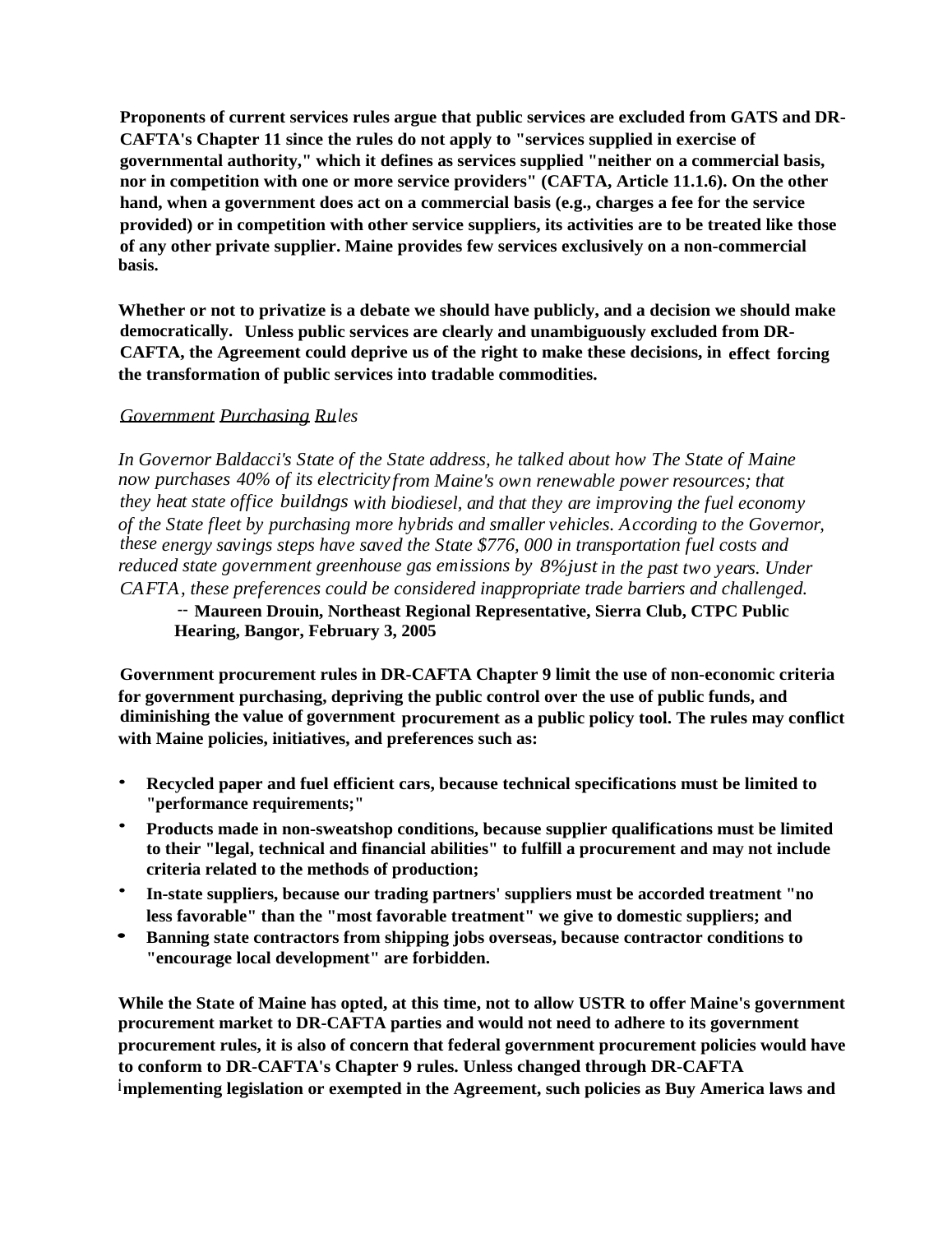**Proponents of current services rules argue that public services are excluded from GATS and DR-CAFTA's Chapter 11 since the rules do not apply to "services supplied in exercise of governmental authority," which it defines as services supplied "neither on a commercial basis, nor in competition with one or more service providers" (CAFTA, Article 11.1.6). On the other hand, when a government does act on a commercial basis (e.g., charges a fee for the service provided) or in competition with other service suppliers, its activities are to be treated like those of any other private supplier. Maine provides few services exclusively on a non-commercial basis.**

**Whether or not to privatize is a debate we should have publicly, and a decision we should make democratically. Unless public services are clearly and unambiguously excluded from DR-CAFTA, the Agreement could deprive us of the right to make these decisions, in effect forcing the transformation of public services into tradable commodities.**

*Government Purchasing Rules*

*In Governor Baldacci's State of the State address, he talked about how The State of Maine now purchases 40% of its electricity from Maine's own renewable power resources; that they heat state office buildngs with biodiesel, and that they are improving the fuel economy of the State fleet by purchasing more hybrids and smaller vehicles. According to the Governor, these energy savings steps have saved the State $776, 000 in transportation fuel costs and reduced state government greenhouse gas emissions by 8%just in the past two years. Under CAFTA, these preferences could be considered inappropriate trade barriers and challenged.*

> **-- Maureen Drouin, Northeast Regional Representative, Sierra Club, CTPC Public Hearing, Bangor, February 3, 2005**

**Government procurement rules in DR-CAFTA Chapter 9 limit the use of non-economic criteria for government purchasing, depriving the public control over the use of public funds, and diminishing the value of government procurement as a public policy tool. The rules may conflict with Maine policies, initiatives, and preferences such as:**

- **Recycled paper and fuel efficient cars, because technical specifications must be limited to "performance requirements;"**
- **Products made in non-sweatshop conditions, because supplier qualifications must be limited to their "legal, technical and financial abilities" to fulfill a procurement and may not include criteria related to the methods of production;**
- **In-state suppliers, because our trading partners' suppliers must be accorded treatment "no less favorable" than the "most favorable treatment" we give to domestic suppliers; and**
- **Banning state contractors from shipping jobs overseas, because contractor conditions to "encourage local development" are forbidden.**

**While the State of Maine has opted, at this time, not to allow USTR to offer Maine's government procurement market to DR-CAFTA parties and would not need to adhere to its government procurement rules, it is also of concern that federal government procurement policies would have to conform to DR-CAFTA's Chapter 9 rules. Unless changed through DR-CAFTA implementing legislation or exempted in the Agreement, such policies as Buy America laws and**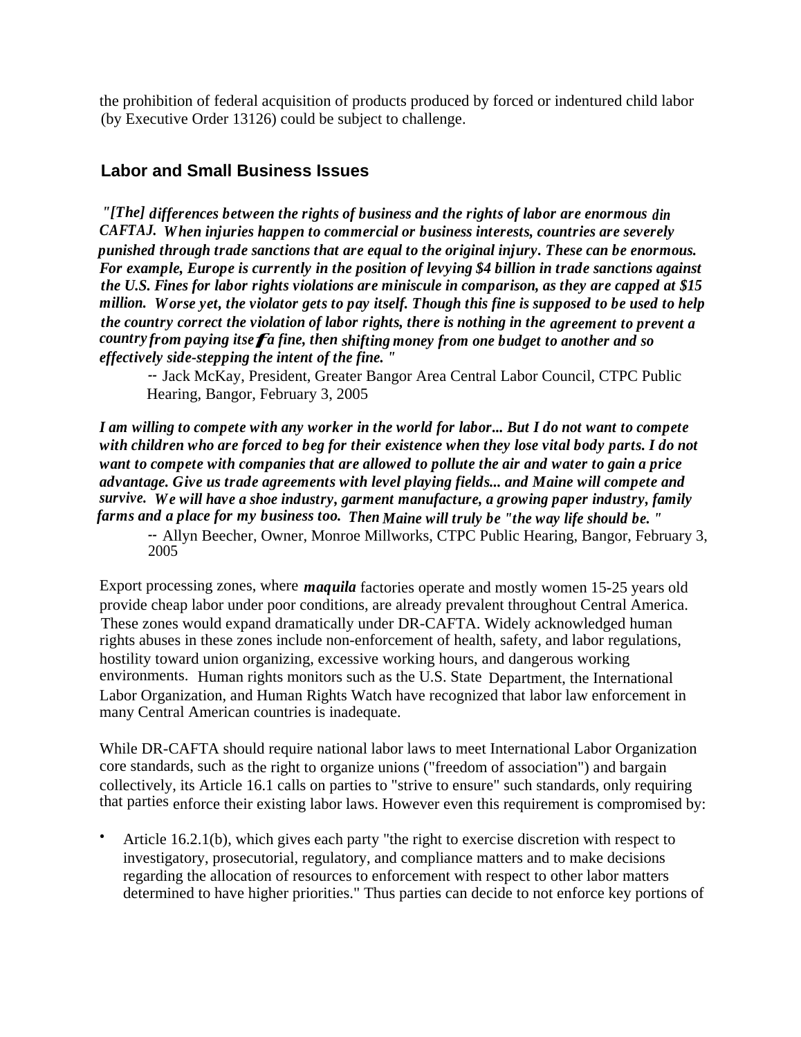the prohibition of federal acquisition of products produced by forced or indentured child labor (by Executive Order 13126) could be subject to challenge.

## Labor and Small Business Issues

***"[The] differences between the rights of business and the rights of labor are enormous din CAFTAJ. When injuries happen to commercial or business interests, countries are severely punished through trade sanctions that are equal to the original injury. These can be enormous. For example, Europe is currently in the position of levying $4 billion in trade sanctions against the U.S. Fines for labor rights violations are miniscule in comparison, as they are capped at $15 million. Worse yet, the violator gets to pay itself. Though this fine is supposed to be used to help the country correct the violation of labor rights, there is nothing in the agreement to prevent a country from paying itseℱa fine, then shifting money from one budget to another and so effectively side-stepping the intent of the fine. "***

-- Jack McKay, President, Greater Bangor Area Central Labor Council, CTPC Public Hearing, Bangor, February 3, 2005

***I am willing to compete with any worker in the world for labor... But I do not want to compete with children who are forced to beg for their existence when they lose vital body parts. I do not want to compete with companies that are allowed to pollute the air and water to gain a price advantage. Give us trade agreements with level playing fields... and Maine will compete and survive. We will have a shoe industry, garment manufacture, a growing paper industry, family farms and a place for my business too. Then Maine will truly be "the way life should be. "***

-- Allyn Beecher, Owner, Monroe Millworks, CTPC Public Hearing, Bangor, February 3, 2005

Export processing zones, where ***maquila*** factories operate and mostly women 15-25 years old provide cheap labor under poor conditions, are already prevalent throughout Central America. These zones would expand dramatically under DR-CAFTA. Widely acknowledged human rights abuses in these zones include non-enforcement of health, safety, and labor regulations, hostility toward union organizing, excessive working hours, and dangerous working environments. Human rights monitors such as the U.S. State Department, the International Labor Organization, and Human Rights Watch have recognized that labor law enforcement in many Central American countries is inadequate.

While DR-CAFTA should require national labor laws to meet International Labor Organization core standards, such as the right to organize unions ("freedom of association") and bargain collectively, its Article 16.1 calls on parties to "strive to ensure" such standards, only requiring that parties enforce their existing labor laws. However even this requirement is compromised by:

- Article 16.2.1(b), which gives each party "the right to exercise discretion with respect to investigatory, prosecutorial, regulatory, and compliance matters and to make decisions regarding the allocation of resources to enforcement with respect to other labor matters determined to have higher priorities." Thus parties can decide to not enforce key portions of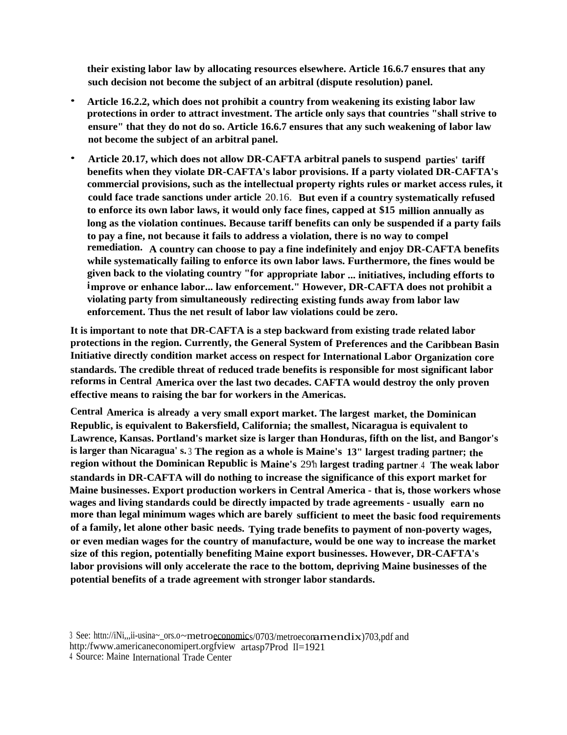their existing labor law by allocating resources elsewhere. Article 16.6.7 ensures that any such decision not become the subject of an arbitral (dispute resolution) panel.

- Article 16.2.2, which does not prohibit a country from weakening its existing labor law protections in order to attract investment. The article only says that countries "shall strive to ensure" that they do not do so. Article 16.6.7 ensures that any such weakening of labor law not become the subject of an arbitral panel.
- Article 20.17, which does not allow DR-CAFTA arbitral panels to suspend parties' tariff benefits when they violate DR-CAFTA's labor provisions. If a party violated DR-CAFTA's commercial provisions, such as the intellectual property rights rules or market access rules, it could face trade sanctions under article 20.16. But even if a country systematically refused to enforce its own labor laws, it would only face fines, capped at $15 million annually as long as the violation continues. Because tariff benefits can only be suspended if a party fails to pay a fine, not because it fails to address a violation, there is no way to compel remediation. A country can choose to pay a fine indefinitely and enjoy DR-CAFTA benefits while systematically failing to enforce its own labor laws. Furthermore, the fines would be given back to the violating country "for appropriate labor ... initiatives, including efforts to improve or enhance labor... law enforcement." However, DR-CAFTA does not prohibit a violating party from simultaneously redirecting existing funds away from labor law enforcement. Thus the net result of labor law violations could be zero.

It is important to note that DR-CAFTA is a step backward from existing trade related labor protections in the region. Currently, the General System of Preferences and the Caribbean Basin Initiative directly condition market access on respect for International Labor Organization core standards. The credible threat of reduced trade benefits is responsible for most significant labor reforms in Central America over the last two decades. CAFTA would destroy the only proven effective means to raising the bar for workers in the Americas.

Central America is already a very small export market. The largest market, the Dominican Republic, is equivalent to Bakersfield, California; the smallest, Nicaragua is equivalent to Lawrence, Kansas. Portland's market size is larger than Honduras, fifth on the list, and Bangor's is larger than Nicaragua's.[3] The region as a whole is Maine's 13th largest trading partner; the region without the Dominican Republic is Maine's 29th largest trading partner.[4] The weak labor standards in DR-CAFTA will do nothing to increase the significance of this export market for Maine businesses. Export production workers in Central America - that is, those workers whose wages and living standards could be directly impacted by trade agreements - usually earn no more than legal minimum wages which are barely sufficient to meet the basic food requirements of a family, let alone other basic needs. Tying trade benefits to payment of non-poverty wages, or even median wages for the country of manufacture, would be one way to increase the market size of this region, potentially benefiting Maine export businesses. However, DR-CAFTA's labor provisions will only accelerate the race to the bottom, depriving Maine businesses of the potential benefits of a trade agreement with stronger labor standards.

[3] See: httn://iNi,,,ii-usina~_ors.o~metroeconomics/0703/metroeconamendix)703,pdf and http:/fwww.americaneconomipert.orgfview artasp7Prod II=1921

[4] Source: Maine International Trade Center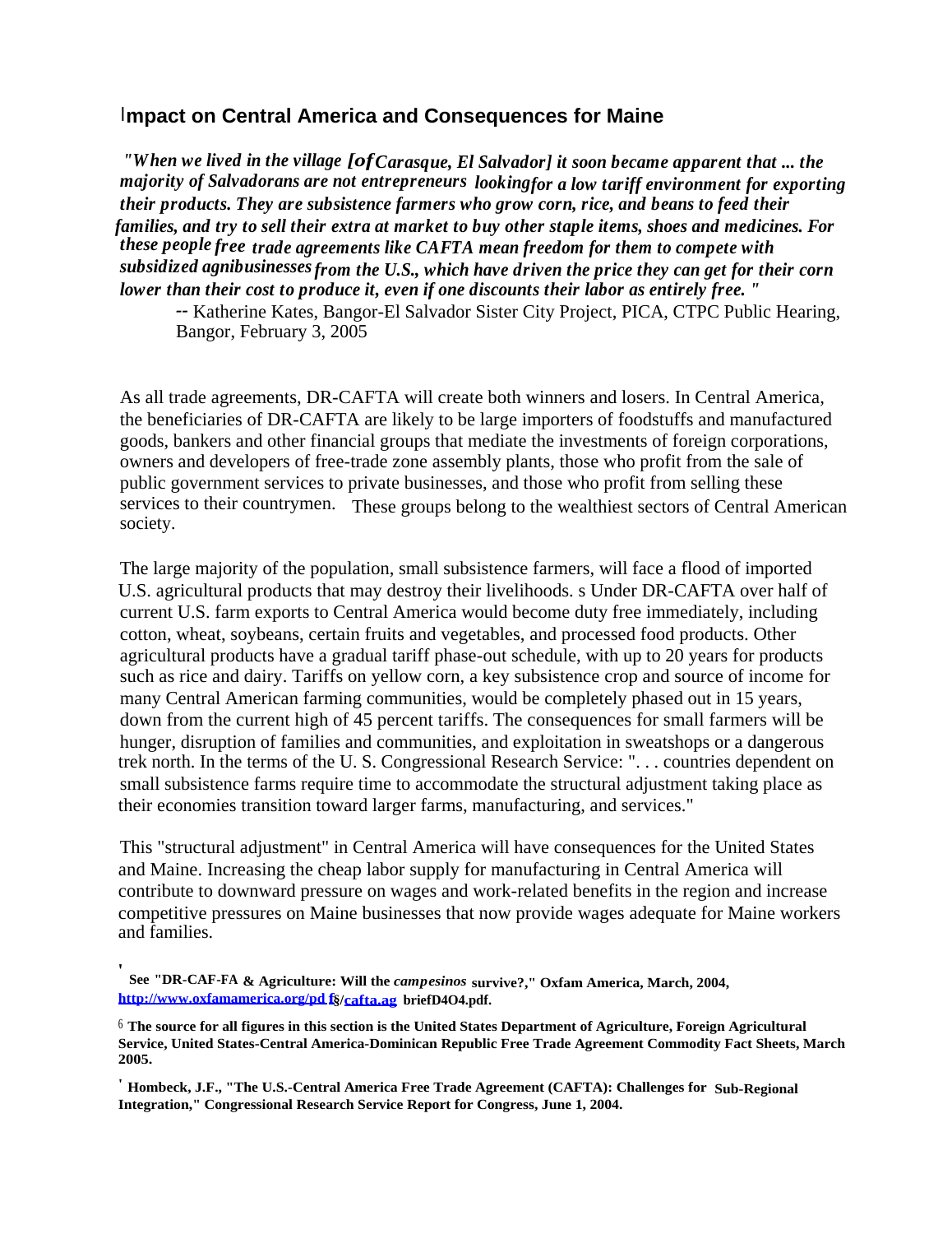## Impact on Central America and Consequences for Maine

> *"When we lived in the village [of Carasque, El Salvador] it soon became apparent that ... the majority of Salvadorans are not entrepreneurs looking for a low tariff environment for exporting their products. They are subsistence farmers who grow corn, rice, and beans to feed their families, and try to sell their extra at market to buy other staple items, shoes and medicines. For these people free trade agreements like CAFTA mean freedom for them to compete with subsidized agribusinesses from the U.S., which have driven the price they can get for their corn lower than their cost to produce it, even if one discounts their labor as entirely free. "*
>
> -- Katherine Kates, Bangor-El Salvador Sister City Project, PICA, CTPC Public Hearing, Bangor, February 3, 2005

As all trade agreements, DR-CAFTA will create both winners and losers. In Central America, the beneficiaries of DR-CAFTA are likely to be large importers of foodstuffs and manufactured goods, bankers and other financial groups that mediate the investments of foreign corporations, owners and developers of free-trade zone assembly plants, those who profit from the sale of public government services to private businesses, and those who profit from selling these services to their countrymen. These groups belong to the wealthiest sectors of Central American society.

The large majority of the population, small subsistence farmers, will face a flood of imported U.S. agricultural products that may destroy their livelihoods.[5] Under DR-CAFTA over half of current U.S. farm exports to Central America would become duty free immediately, including cotton, wheat, soybeans, certain fruits and vegetables, and processed food products. Other agricultural products have a gradual tariff phase-out schedule, with up to 20 years for products such as rice and dairy. Tariffs on yellow corn, a key subsistence crop and source of income for many Central American farming communities, would be completely phased out in 15 years, down from the current high of 45 percent tariffs. The consequences for small farmers will be hunger, disruption of families and communities, and exploitation in sweatshops or a dangerous trek north. In the terms of the U. S. Congressional Research Service: ". . . countries dependent on small subsistence farms require time to accommodate the structural adjustment taking place as their economies transition toward larger farms, manufacturing, and services."

This "structural adjustment" in Central America will have consequences for the United States and Maine. Increasing the cheap labor supply for manufacturing in Central America will contribute to downward pressure on wages and work-related benefits in the region and increase competitive pressures on Maine businesses that now provide wages adequate for Maine workers and families.

---

[5] See "DR-CAFTA & Agriculture: Will the *campesinos* survive?," Oxfam America, March, 2004, http://www.oxfamamerica.org/pdfs/cafta.ag briefD4O4.pdf.

[6] The source for all figures in this section is the United States Department of Agriculture, Foreign Agricultural Service, United States-Central America-Dominican Republic Free Trade Agreement Commodity Fact Sheets, March 2005.

[7] Hombeck, J.F., "The U.S.-Central America Free Trade Agreement (CAFTA): Challenges for Sub-Regional Integration," Congressional Research Service Report for Congress, June 1, 2004.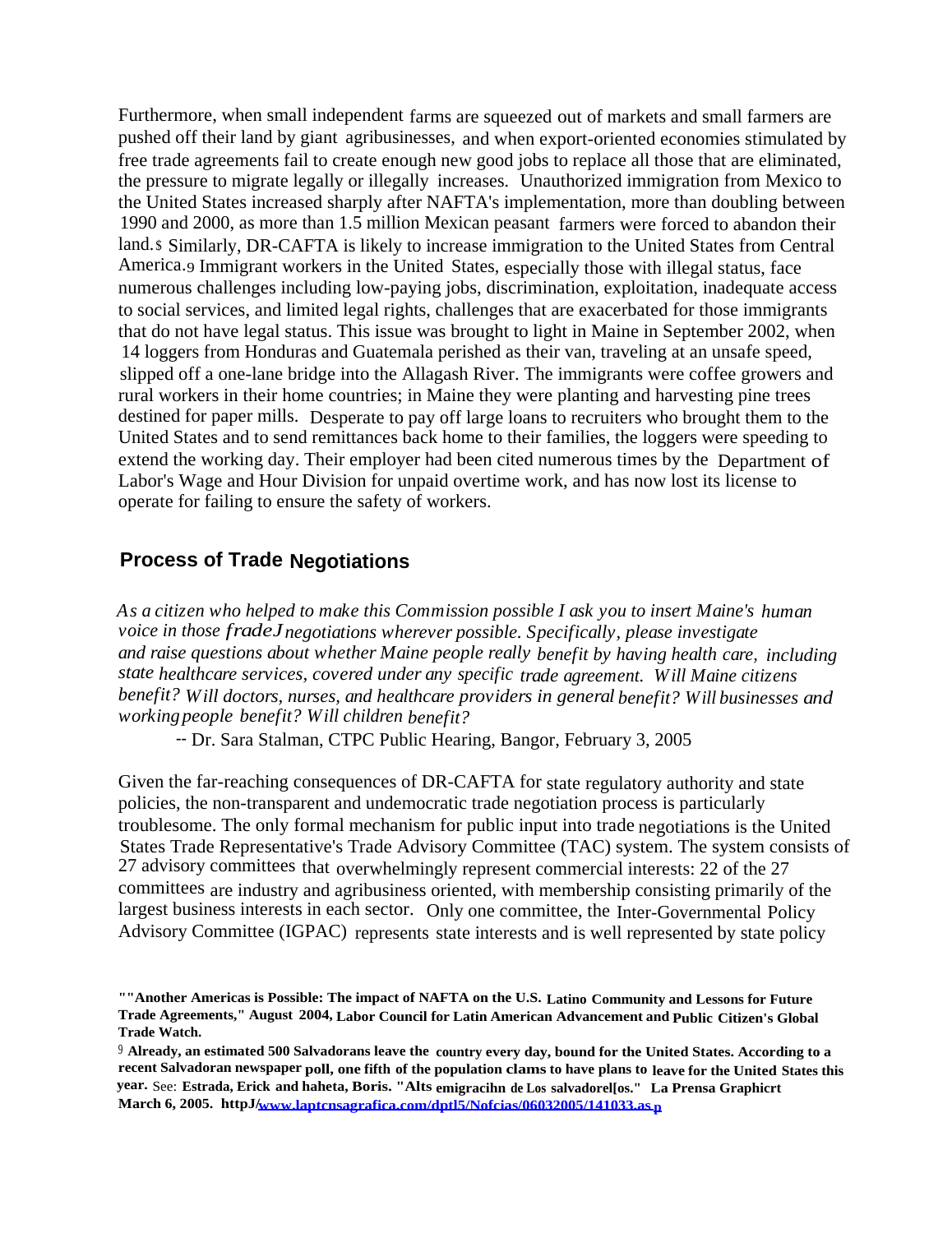Furthermore, when small independent farms are squeezed out of markets and small farmers are pushed off their land by giant agribusinesses, and when export-oriented economies stimulated by free trade agreements fail to create enough new good jobs to replace all those that are eliminated, the pressure to migrate legally or illegally increases. Unauthorized immigration from Mexico to the United States increased sharply after NAFTA's implementation, more than doubling between 1990 and 2000, as more than 1.5 million Mexican peasant farmers were forced to abandon their land.[8] Similarly, DR-CAFTA is likely to increase immigration to the United States from Central America.[9] Immigrant workers in the United States, especially those with illegal status, face numerous challenges including low-paying jobs, discrimination, exploitation, inadequate access to social services, and limited legal rights, challenges that are exacerbated for those immigrants that do not have legal status. This issue was brought to light in Maine in September 2002, when 14 loggers from Honduras and Guatemala perished as their van, traveling at an unsafe speed, slipped off a one-lane bridge into the Allagash River. The immigrants were coffee growers and rural workers in their home countries; in Maine they were planting and harvesting pine trees destined for paper mills. Desperate to pay off large loans to recruiters who brought them to the United States and to send remittances back home to their families, the loggers were speeding to extend the working day. Their employer had been cited numerous times by the Department of Labor's Wage and Hour Division for unpaid overtime work, and has now lost its license to operate for failing to ensure the safety of workers.

## Process of Trade Negotiations

*As a citizen who helped to make this Commission possible I ask you to insert Maine's human voice in those fradeJ negotiations wherever possible. Specifically, please investigate and raise questions about whether Maine people really benefit by having health care, including state healthcare services, covered under any specific trade agreement. Will Maine citizens benefit? Will doctors, nurses, and healthcare providers in general benefit? Will businesses and working people benefit? Will children benefit?*

-- Dr. Sara Stalman, CTPC Public Hearing, Bangor, February 3, 2005

Given the far-reaching consequences of DR-CAFTA for state regulatory authority and state policies, the non-transparent and undemocratic trade negotiation process is particularly troublesome. The only formal mechanism for public input into trade negotiations is the United States Trade Representative's Trade Advisory Committee (TAC) system. The system consists of 27 advisory committees that overwhelmingly represent commercial interests: 22 of the 27 committees are industry and agribusiness oriented, with membership consisting primarily of the largest business interests in each sector. Only one committee, the Inter-Governmental Policy Advisory Committee (IGPAC) represents state interests and is well represented by state policy

---

**[8] "Another Americas is Possible: The impact of NAFTA on the U.S. Latino Community and Lessons for Future Trade Agreements," August 2004, Labor Council for Latin American Advancement and Public Citizen's Global Trade Watch.**

**[9] Already, an estimated 500 Salvadorans leave the country every day, bound for the United States. According to a recent Salvadoran newspaper poll, one fifth of the population clams to have plans to leave for the United States this year.** See: **Estrada, Erick and haheta, Boris. "Alts emigracihn de Los salvadorel[os." La Prensa Graphicrt March 6, 2005. httpJ/www.laptcnsagrafica.com/dptl5/Nofcias/06032005/141033.as p**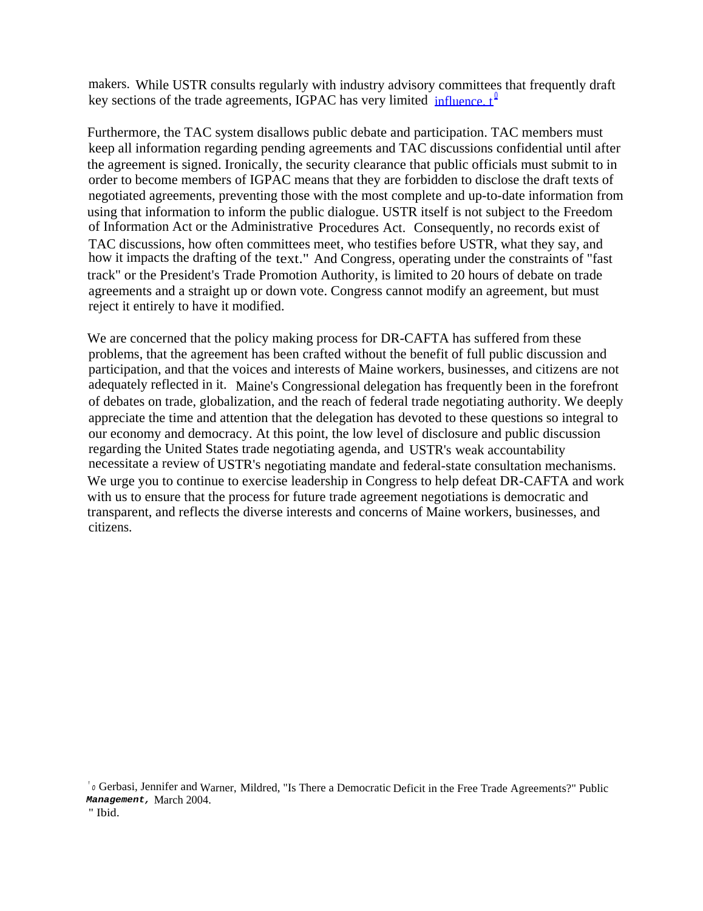makers. While USTR consults regularly with industry advisory committees that frequently draft key sections of the trade agreements, IGPAC has very limited influence.[10]

Furthermore, the TAC system disallows public debate and participation. TAC members must keep all information regarding pending agreements and TAC discussions confidential until after the agreement is signed. Ironically, the security clearance that public officials must submit to in order to become members of IGPAC means that they are forbidden to disclose the draft texts of negotiated agreements, preventing those with the most complete and up-to-date information from using that information to inform the public dialogue. USTR itself is not subject to the Freedom of Information Act or the Administrative Procedures Act. Consequently, no records exist of TAC discussions, how often committees meet, who testifies before USTR, what they say, and how it impacts the drafting of the text.[11] And Congress, operating under the constraints of "fast track" or the President's Trade Promotion Authority, is limited to 20 hours of debate on trade agreements and a straight up or down vote. Congress cannot modify an agreement, but must reject it entirely to have it modified.

We are concerned that the policy making process for DR-CAFTA has suffered from these problems, that the agreement has been crafted without the benefit of full public discussion and participation, and that the voices and interests of Maine workers, businesses, and citizens are not adequately reflected in it. Maine's Congressional delegation has frequently been in the forefront of debates on trade, globalization, and the reach of federal trade negotiating authority. We deeply appreciate the time and attention that the delegation has devoted to these questions so integral to our economy and democracy. At this point, the low level of disclosure and public discussion regarding the United States trade negotiating agenda, and USTR's weak accountability necessitate a review of USTR's negotiating mandate and federal-state consultation mechanisms. We urge you to continue to exercise leadership in Congress to help defeat DR-CAFTA and work with us to ensure that the process for future trade agreement negotiations is democratic and transparent, and reflects the diverse interests and concerns of Maine workers, businesses, and citizens.

[10] Gerbasi, Jennifer and Warner, Mildred, "Is There a Democratic Deficit in the Free Trade Agreements?" Public *Management,* March 2004.

[11] Ibid.